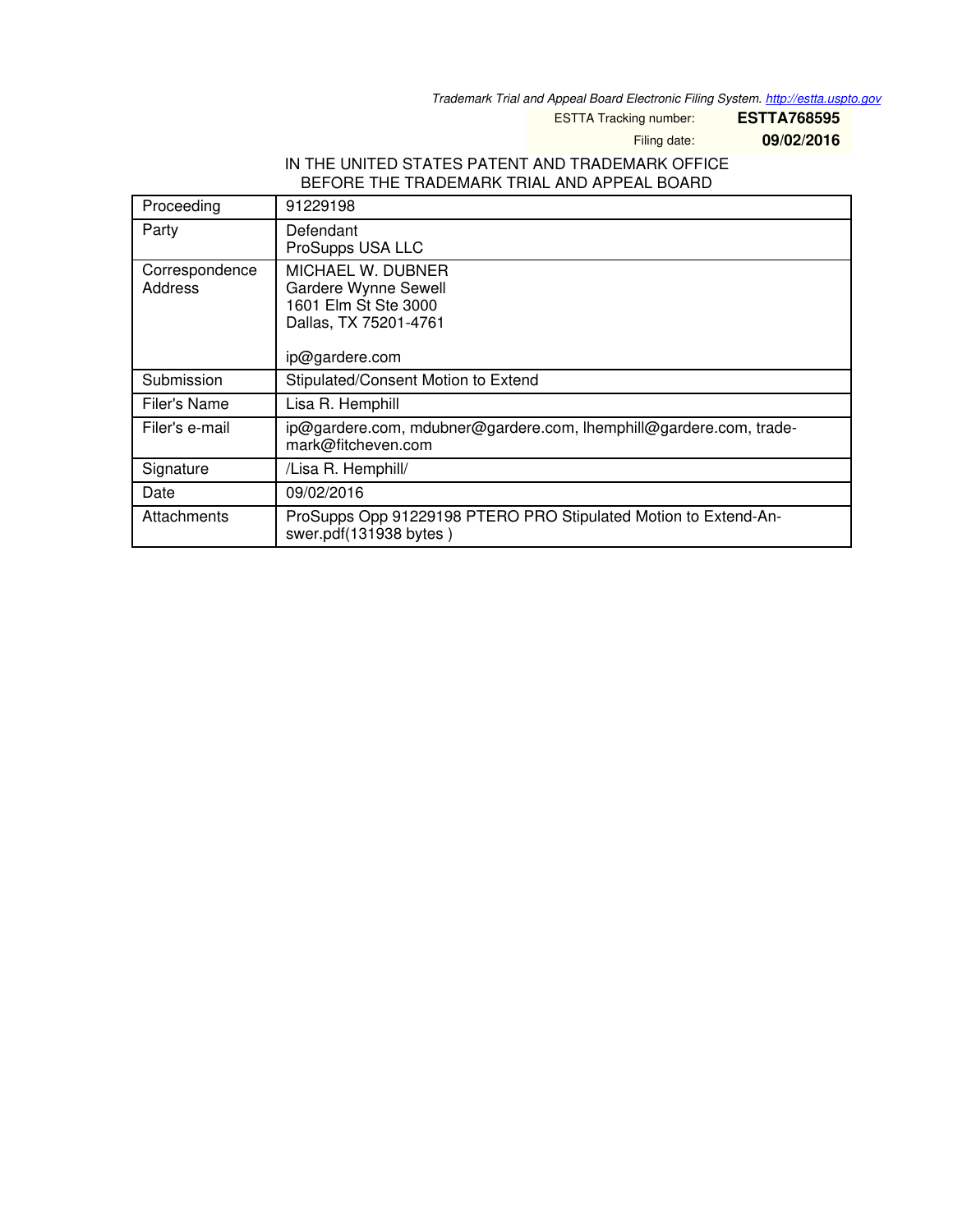*Trademark Trial and Appeal Board Electronic Filing System. http://estta.uspto.gov*

ESTTA Tracking number: **ESTTA768595**

Filing date: **09/02/2016**

IN THE UNITED STATES PATENT AND TRADEMARK OFFICE
BEFORE THE TRADEMARK TRIAL AND APPEAL BOARD

| | |
|---|---|
| Proceeding | 91229198 |
| Party | Defendant<br>ProSupps USA LLC |
| Correspondence Address | MICHAEL W. DUBNER<br>Gardere Wynne Sewell<br>1601 Elm St Ste 3000<br>Dallas, TX 75201-4761<br><br>ip@gardere.com |
| Submission | Stipulated/Consent Motion to Extend |
| Filer's Name | Lisa R. Hemphill |
| Filer's e-mail | ip@gardere.com, mdubner@gardere.com, lhemphill@gardere.com, trademark@fitcheven.com |
| Signature | /Lisa R. Hemphill/ |
| Date | 09/02/2016 |
| Attachments | ProSupps Opp 91229198 PTERO PRO Stipulated Motion to Extend-Answer.pdf(131938 bytes ) |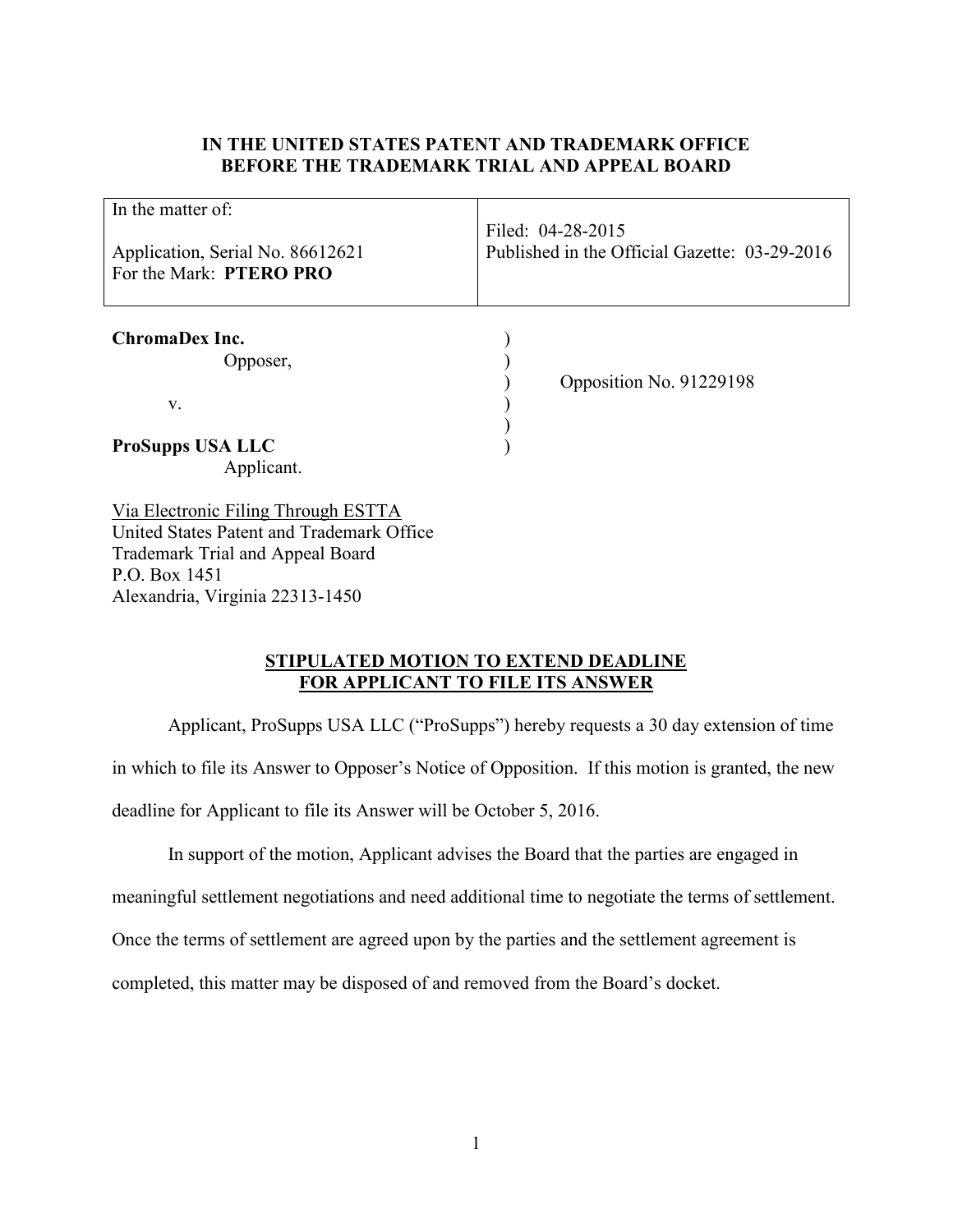**IN THE UNITED STATES PATENT AND TRADEMARK OFFICE**
**BEFORE THE TRADEMARK TRIAL AND APPEAL BOARD**

| In the matter of:<br><br>Application, Serial No. 86612621<br>For the Mark: **PTERO PRO** | Filed: 04-28-2015<br>Published in the Official Gazette: 03-29-2016 |
|---|---|

**ChromaDex Inc.**
Opposer,

v.

**ProSupps USA LLC**
Applicant.

Opposition No. 91229198

Via Electronic Filing Through ESTTA
United States Patent and Trademark Office
Trademark Trial and Appeal Board
P.O. Box 1451
Alexandria, Virginia 22313-1450

## STIPULATED MOTION TO EXTEND DEADLINE FOR APPLICANT TO FILE ITS ANSWER

Applicant, ProSupps USA LLC ("ProSupps") hereby requests a 30 day extension of time in which to file its Answer to Opposer's Notice of Opposition. If this motion is granted, the new deadline for Applicant to file its Answer will be October 5, 2016.

In support of the motion, Applicant advises the Board that the parties are engaged in meaningful settlement negotiations and need additional time to negotiate the terms of settlement. Once the terms of settlement are agreed upon by the parties and the settlement agreement is completed, this matter may be disposed of and removed from the Board's docket.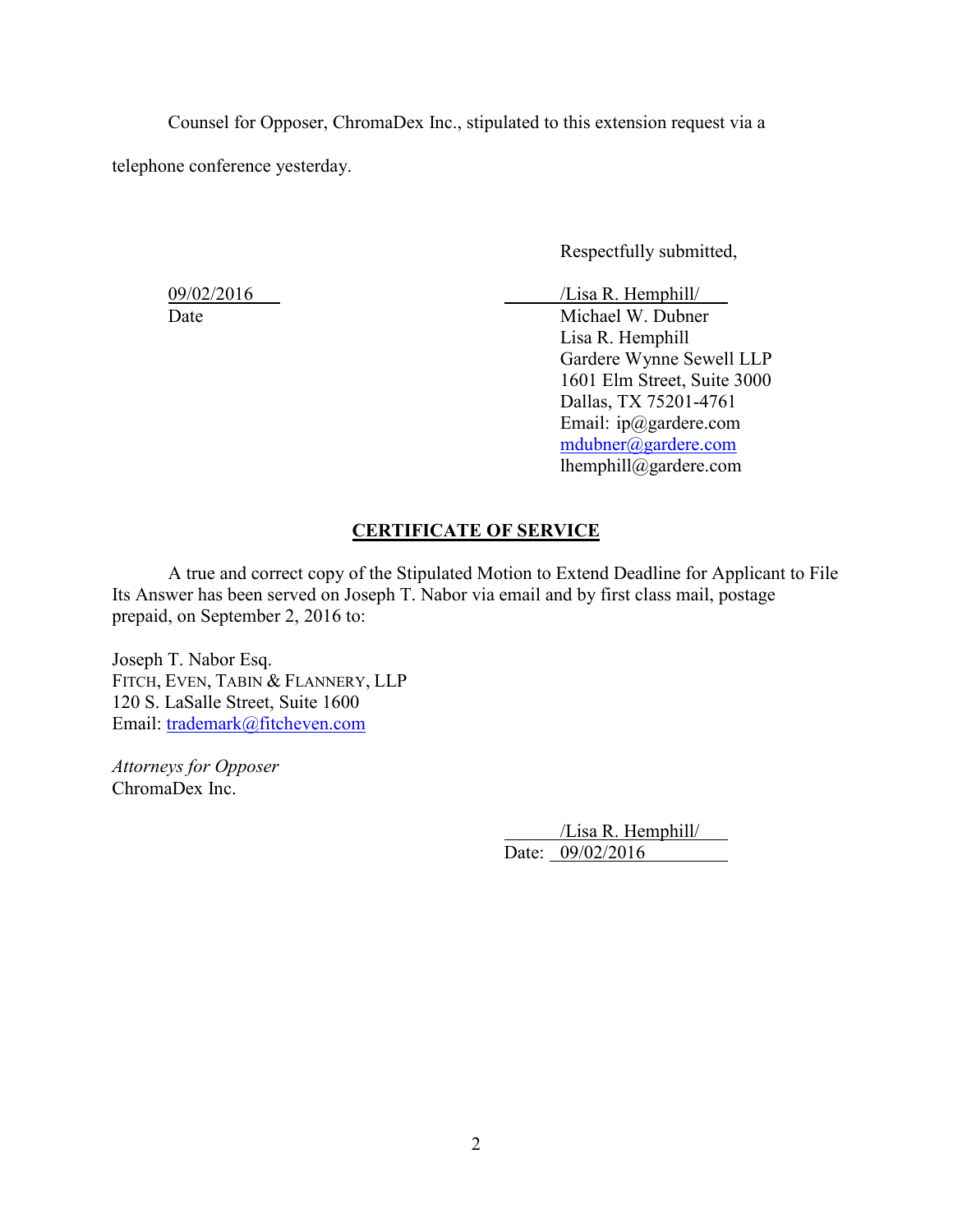Counsel for Opposer, ChromaDex Inc., stipulated to this extension request via a telephone conference yesterday.

Respectfully submitted,

09/02/2016
Date

/Lisa R. Hemphill/
Michael W. Dubner
Lisa R. Hemphill
Gardere Wynne Sewell LLP
1601 Elm Street, Suite 3000
Dallas, TX 75201-4761
Email: ip@gardere.com
mdubner@gardere.com
lhemphill@gardere.com

**CERTIFICATE OF SERVICE**

A true and correct copy of the Stipulated Motion to Extend Deadline for Applicant to File Its Answer has been served on Joseph T. Nabor via email and by first class mail, postage prepaid, on September 2, 2016 to:

Joseph T. Nabor Esq.
FITCH, EVEN, TABIN & FLANNERY, LLP
120 S. LaSalle Street, Suite 1600
Email: trademark@fitcheven.com

*Attorneys for Opposer*
ChromaDex Inc.

/Lisa R. Hemphill/
Date: 09/02/2016